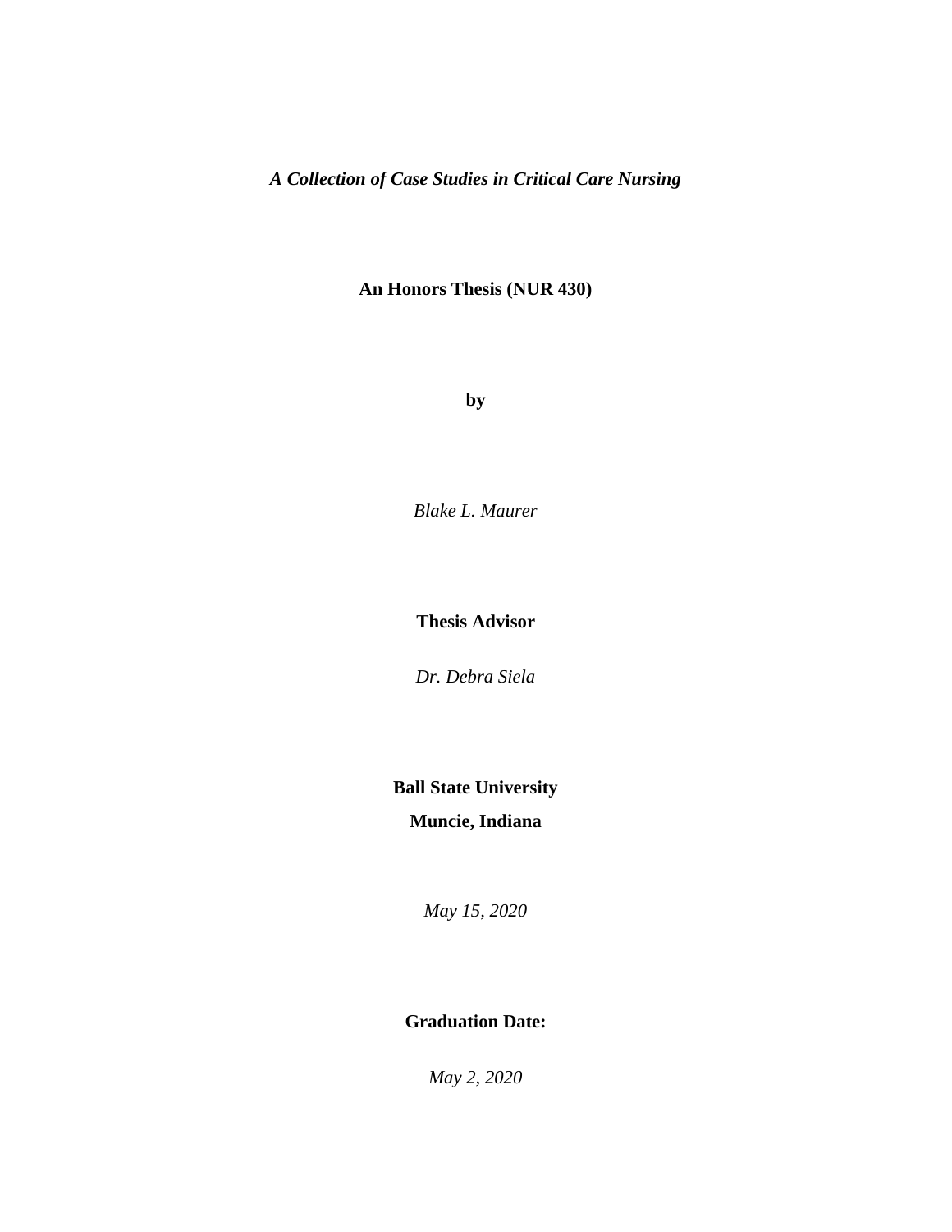***A Collection of Case Studies in Critical Care Nursing***

**An Honors Thesis (NUR 430)**

**by**

*Blake L. Maurer*

**Thesis Advisor**

*Dr. Debra Siela*

**Ball State University**

**Muncie, Indiana**

*May 15, 2020*

**Graduation Date:**

*May 2, 2020*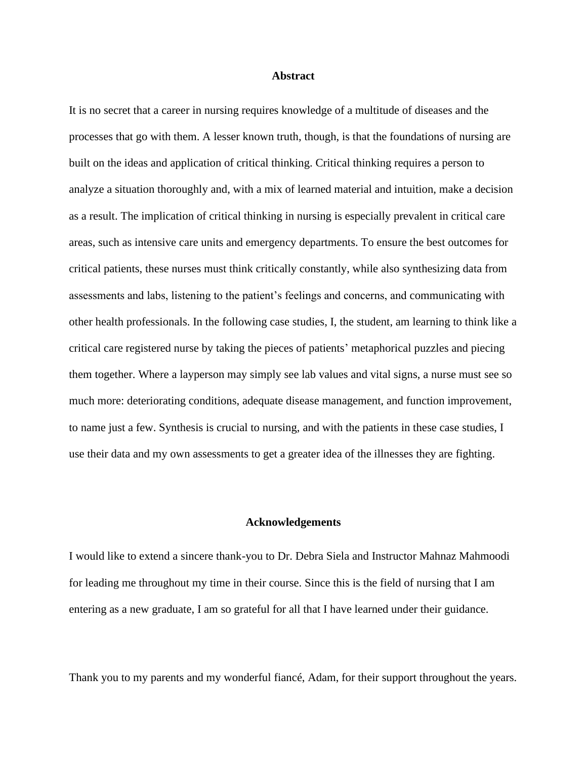## Abstract

It is no secret that a career in nursing requires knowledge of a multitude of diseases and the processes that go with them. A lesser known truth, though, is that the foundations of nursing are built on the ideas and application of critical thinking. Critical thinking requires a person to analyze a situation thoroughly and, with a mix of learned material and intuition, make a decision as a result. The implication of critical thinking in nursing is especially prevalent in critical care areas, such as intensive care units and emergency departments. To ensure the best outcomes for critical patients, these nurses must think critically constantly, while also synthesizing data from assessments and labs, listening to the patient's feelings and concerns, and communicating with other health professionals. In the following case studies, I, the student, am learning to think like a critical care registered nurse by taking the pieces of patients' metaphorical puzzles and piecing them together. Where a layperson may simply see lab values and vital signs, a nurse must see so much more: deteriorating conditions, adequate disease management, and function improvement, to name just a few. Synthesis is crucial to nursing, and with the patients in these case studies, I use their data and my own assessments to get a greater idea of the illnesses they are fighting.

## Acknowledgements

I would like to extend a sincere thank-you to Dr. Debra Siela and Instructor Mahnaz Mahmoodi for leading me throughout my time in their course. Since this is the field of nursing that I am entering as a new graduate, I am so grateful for all that I have learned under their guidance.

Thank you to my parents and my wonderful fiancé, Adam, for their support throughout the years.